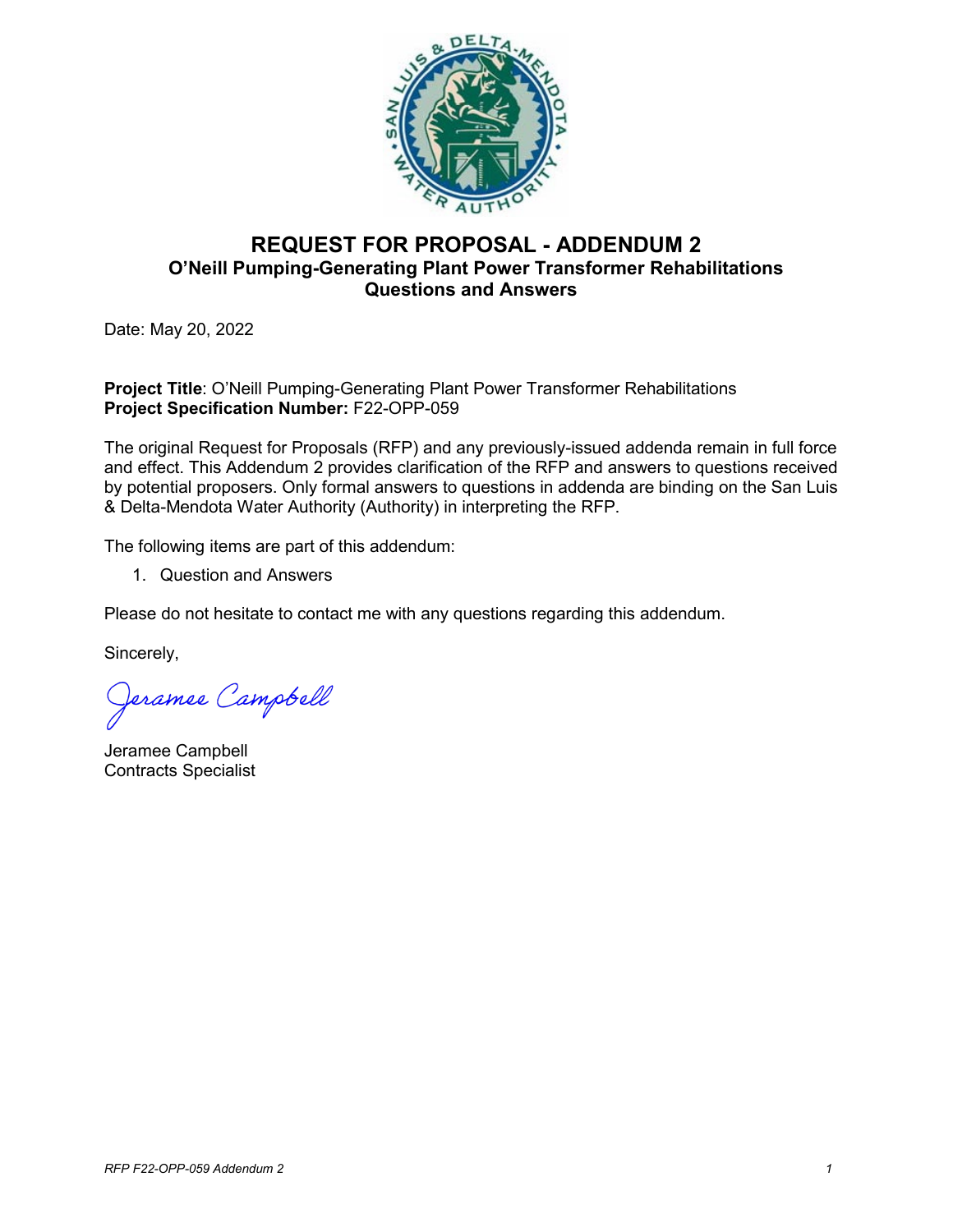# REQUEST FOR PROPOSAL - ADDENDUM 2

## O'Neill Pumping-Generating Plant Power Transformer Rehabilitations

## Questions and Answers

Date: May 20, 2022

**Project Title**: O'Neill Pumping-Generating Plant Power Transformer Rehabilitations
**Project Specification Number:** F22-OPP-059

The original Request for Proposals (RFP) and any previously-issued addenda remain in full force and effect. This Addendum 2 provides clarification of the RFP and answers to questions received by potential proposers. Only formal answers to questions in addenda are binding on the San Luis & Delta-Mendota Water Authority (Authority) in interpreting the RFP.

The following items are part of this addendum:

1. Question and Answers

Please do not hesitate to contact me with any questions regarding this addendum.

Sincerely,

Jeramee Campbell

Jeramee Campbell
Contracts Specialist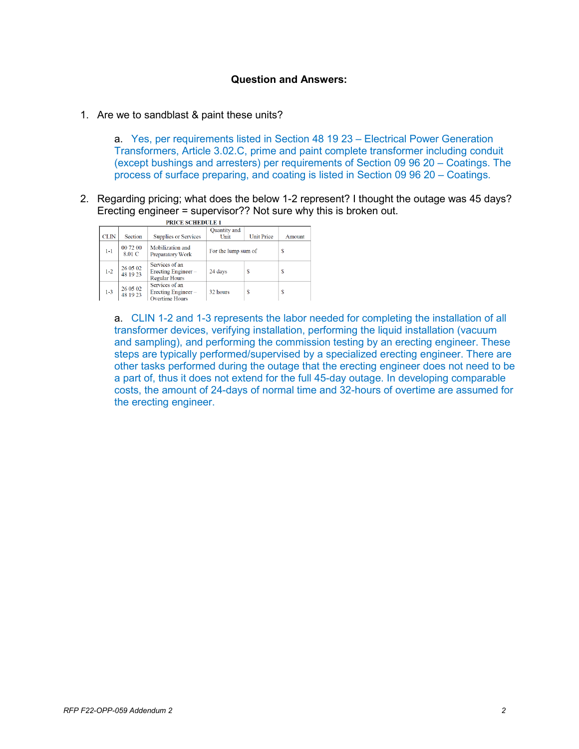**Question and Answers:**

1. Are we to sandblast & paint these units?

   a. Yes, per requirements listed in Section 48 19 23 – Electrical Power Generation Transformers, Article 3.02.C, prime and paint complete transformer including conduit (except bushings and arresters) per requirements of Section 09 96 20 – Coatings. The process of surface preparing, and coating is listed in Section 09 96 20 – Coatings.

2. Regarding pricing; what does the below 1-2 represent? I thought the outage was 45 days? Erecting engineer = supervisor?? Not sure why this is broken out.

PRICE SCHEDULE 1

| CLIN | Section | Supplies or Services | Quantity and Unit | Unit Price | Amount |
|---|---|---|---|---|---|
| 1-1 | 00 72 00 8.01 C | Mobilization and Preparatory Work | For the lump sum of | | $ |
| 1-2 | 26 05 02 48 19 23 | Services of an Erecting Engineer – Regular Hours | 24 days | $ | $ |
| 1-3 | 26 05 02 48 19 23 | Services of an Erecting Engineer – Overtime Hours | 32 hours | $ | $ |

   a. CLIN 1-2 and 1-3 represents the labor needed for completing the installation of all transformer devices, verifying installation, performing the liquid installation (vacuum and sampling), and performing the commission testing by an erecting engineer. These steps are typically performed/supervised by a specialized erecting engineer. There are other tasks performed during the outage that the erecting engineer does not need to be a part of, thus it does not extend for the full 45-day outage. In developing comparable costs, the amount of 24-days of normal time and 32-hours of overtime are assumed for the erecting engineer.